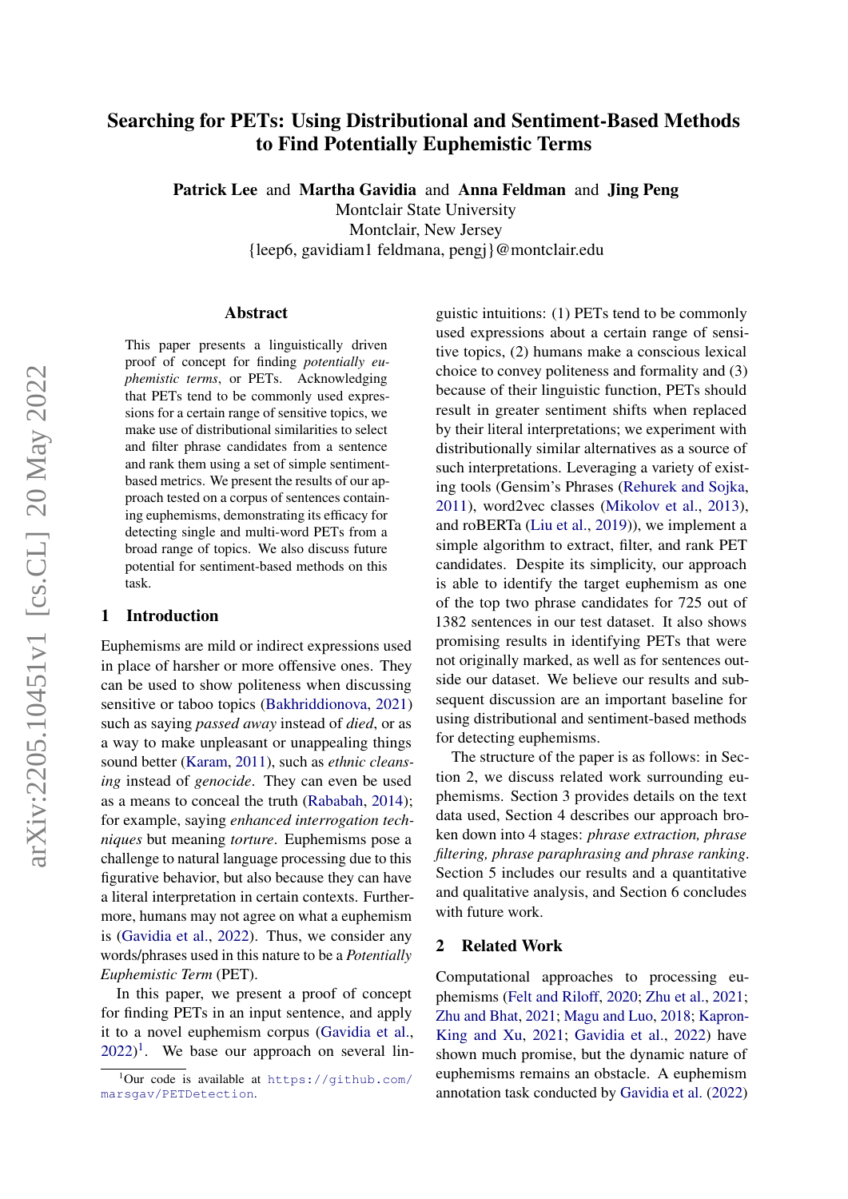# Searching for PETs: Using Distributional and Sentiment-Based Methods to Find Potentially Euphemistic Terms

**Patrick Lee** and **Martha Gavidia** and **Anna Feldman** and **Jing Peng**
Montclair State University
Montclair, New Jersey
{leep6, gavidiam1 feldmana, pengj}@montclair.edu

## Abstract

This paper presents a linguistically driven proof of concept for finding *potentially euphemistic terms*, or PETs. Acknowledging that PETs tend to be commonly used expressions for a certain range of sensitive topics, we make use of distributional similarities to select and filter phrase candidates from a sentence and rank them using a set of simple sentiment-based metrics. We present the results of our approach tested on a corpus of sentences containing euphemisms, demonstrating its efficacy for detecting single and multi-word PETs from a broad range of topics. We also discuss future potential for sentiment-based methods on this task.

## 1 Introduction

Euphemisms are mild or indirect expressions used in place of harsher or more offensive ones. They can be used to show politeness when discussing sensitive or taboo topics (Bakhriddionova, 2021) such as saying *passed away* instead of *died*, or as a way to make unpleasant or unappealing things sound better (Karam, 2011), such as *ethnic cleansing* instead of *genocide*. They can even be used as a means to conceal the truth (Rababah, 2014); for example, saying *enhanced interrogation techniques* but meaning *torture*. Euphemisms pose a challenge to natural language processing due to this figurative behavior, but also because they can have a literal interpretation in certain contexts. Furthermore, humans may not agree on what a euphemism is (Gavidia et al., 2022). Thus, we consider any words/phrases used in this nature to be a *Potentially Euphemistic Term* (PET).

In this paper, we present a proof of concept for finding PETs in an input sentence, and apply it to a novel euphemism corpus (Gavidia et al., 2022)[1]. We base our approach on several linguistic intuitions: (1) PETs tend to be commonly used expressions about a certain range of sensitive topics, (2) humans make a conscious lexical choice to convey politeness and formality and (3) because of their linguistic function, PETs should result in greater sentiment shifts when replaced by their literal interpretations; we experiment with distributionally similar alternatives as a source of such interpretations. Leveraging a variety of existing tools (Gensim's Phrases (Rehurek and Sojka, 2011), word2vec classes (Mikolov et al., 2013), and roBERTa (Liu et al., 2019)), we implement a simple algorithm to extract, filter, and rank PET candidates. Despite its simplicity, our approach is able to identify the target euphemism as one of the top two phrase candidates for 725 out of 1382 sentences in our test dataset. It also shows promising results in identifying PETs that were not originally marked, as well as for sentences outside our dataset. We believe our results and subsequent discussion are an important baseline for using distributional and sentiment-based methods for detecting euphemisms.

The structure of the paper is as follows: in Section 2, we discuss related work surrounding euphemisms. Section 3 provides details on the text data used, Section 4 describes our approach broken down into 4 stages: *phrase extraction, phrase filtering, phrase paraphrasing and phrase ranking*. Section 5 includes our results and a quantitative and qualitative analysis, and Section 6 concludes with future work.

## 2 Related Work

Computational approaches to processing euphemisms (Felt and Riloff, 2020; Zhu et al., 2021; Zhu and Bhat, 2021; Magu and Luo, 2018; Kapron-King and Xu, 2021; Gavidia et al., 2022) have shown much promise, but the dynamic nature of euphemisms remains an obstacle. A euphemism annotation task conducted by Gavidia et al. (2022)

[1] Our code is available at https://github.com/marsgav/PETDetection.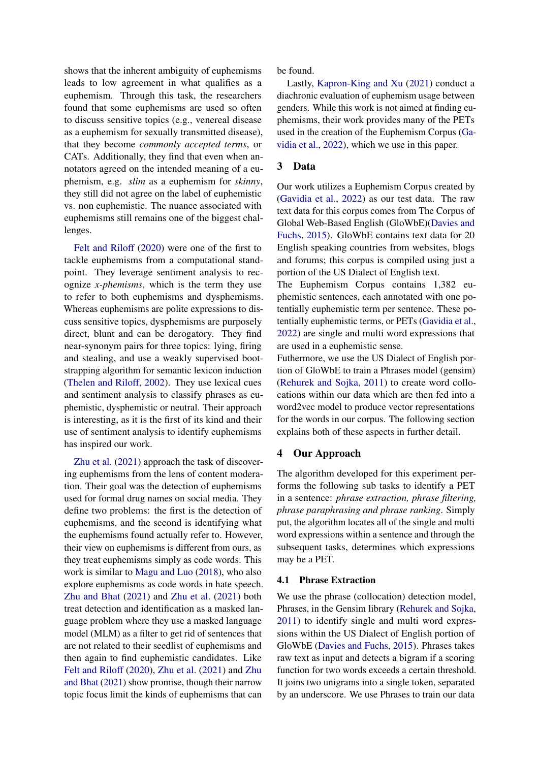shows that the inherent ambiguity of euphemisms leads to low agreement in what qualifies as a euphemism. Through this task, the researchers found that some euphemisms are used so often to discuss sensitive topics (e.g., venereal disease as a euphemism for sexually transmitted disease), that they become *commonly accepted terms*, or CATs. Additionally, they find that even when annotators agreed on the intended meaning of a euphemism, e.g. *slim* as a euphemism for *skinny*, they still did not agree on the label of euphemistic vs. non euphemistic. The nuance associated with euphemisms still remains one of the biggest challenges.

Felt and Riloff (2020) were one of the first to tackle euphemisms from a computational standpoint. They leverage sentiment analysis to recognize *x-phemisms*, which is the term they use to refer to both euphemisms and dysphemisms. Whereas euphemisms are polite expressions to discuss sensitive topics, dysphemisms are purposely direct, blunt and can be derogatory. They find near-synonym pairs for three topics: lying, firing and stealing, and use a weakly supervised bootstrapping algorithm for semantic lexicon induction (Thelen and Riloff, 2002). They use lexical cues and sentiment analysis to classify phrases as euphemistic, dysphemistic or neutral. Their approach is interesting, as it is the first of its kind and their use of sentiment analysis to identify euphemisms has inspired our work.

Zhu et al. (2021) approach the task of discovering euphemisms from the lens of content moderation. Their goal was the detection of euphemisms used for formal drug names on social media. They define two problems: the first is the detection of euphemisms, and the second is identifying what the euphemisms found actually refer to. However, their view on euphemisms is different from ours, as they treat euphemisms simply as code words. This work is similar to Magu and Luo (2018), who also explore euphemisms as code words in hate speech. Zhu and Bhat (2021) and Zhu et al. (2021) both treat detection and identification as a masked language problem where they use a masked language model (MLM) as a filter to get rid of sentences that are not related to their seedlist of euphemisms and then again to find euphemistic candidates. Like Felt and Riloff (2020), Zhu et al. (2021) and Zhu and Bhat (2021) show promise, though their narrow topic focus limit the kinds of euphemisms that can be found.

Lastly, Kapron-King and Xu (2021) conduct a diachronic evaluation of euphemism usage between genders. While this work is not aimed at finding euphemisms, their work provides many of the PETs used in the creation of the Euphemism Corpus (Gavidia et al., 2022), which we use in this paper.

## 3 Data

Our work utilizes a Euphemism Corpus created by (Gavidia et al., 2022) as our test data. The raw text data for this corpus comes from The Corpus of Global Web-Based English (GloWbE)(Davies and Fuchs, 2015). GloWbE contains text data for 20 English speaking countries from websites, blogs and forums; this corpus is compiled using just a portion of the US Dialect of English text.

The Euphemism Corpus contains 1,382 euphemistic sentences, each annotated with one potentially euphemistic term per sentence. These potentially euphemistic terms, or PETs (Gavidia et al., 2022) are single and multi word expressions that are used in a euphemistic sense.

Futhermore, we use the US Dialect of English portion of GloWbE to train a Phrases model (gensim) (Rehurek and Sojka, 2011) to create word collocations within our data which are then fed into a word2vec model to produce vector representations for the words in our corpus. The following section explains both of these aspects in further detail.

## 4 Our Approach

The algorithm developed for this experiment performs the following sub tasks to identify a PET in a sentence: *phrase extraction, phrase filtering, phrase paraphrasing and phrase ranking*. Simply put, the algorithm locates all of the single and multi word expressions within a sentence and through the subsequent tasks, determines which expressions may be a PET.

### 4.1 Phrase Extraction

We use the phrase (collocation) detection model, Phrases, in the Gensim library (Rehurek and Sojka, 2011) to identify single and multi word expressions within the US Dialect of English portion of GloWbE (Davies and Fuchs, 2015). Phrases takes raw text as input and detects a bigram if a scoring function for two words exceeds a certain threshold. It joins two unigrams into a single token, separated by an underscore. We use Phrases to train our data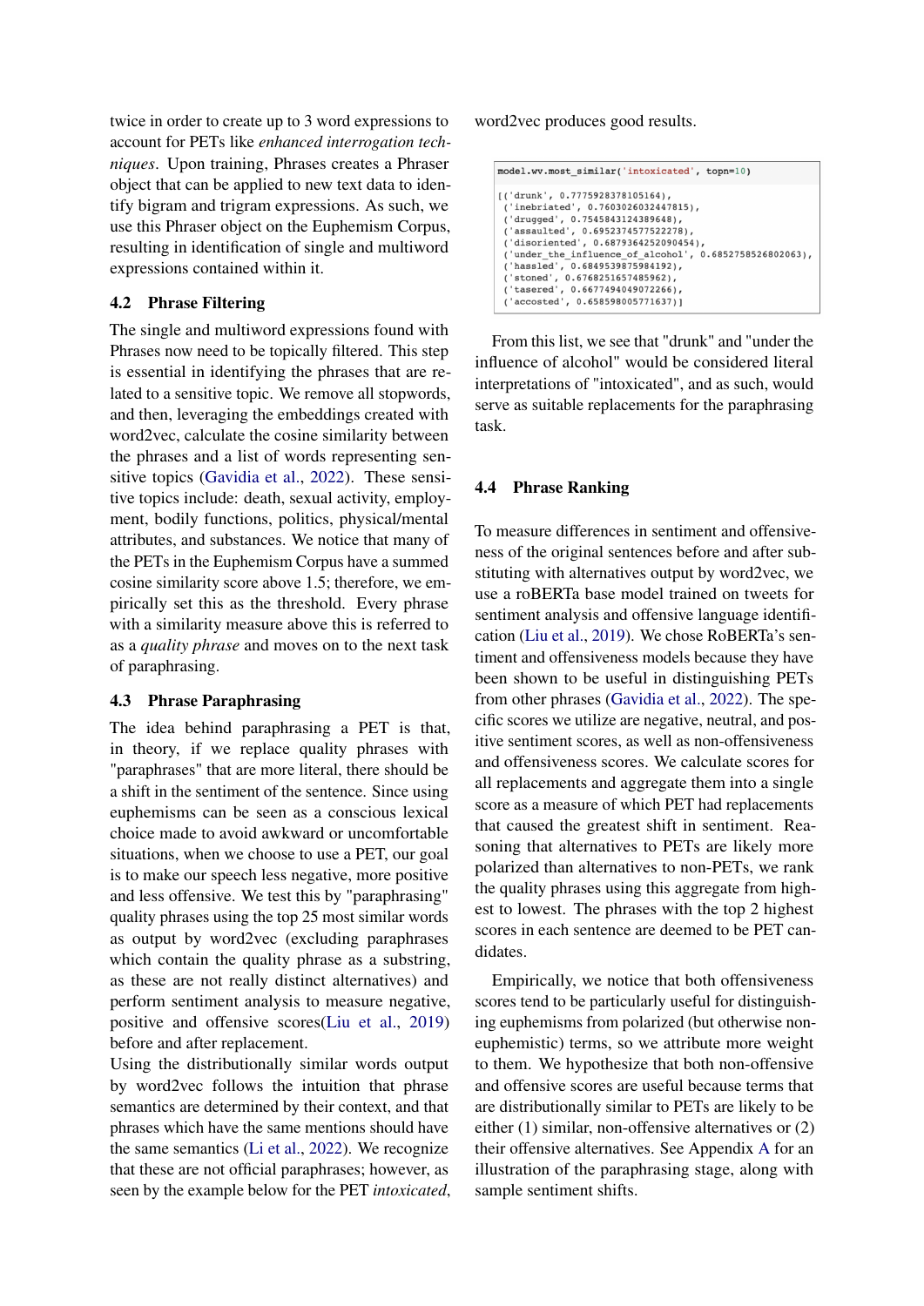twice in order to create up to 3 word expressions to account for PETs like *enhanced interrogation techniques*. Upon training, Phrases creates a Phraser object that can be applied to new text data to identify bigram and trigram expressions. As such, we use this Phraser object on the Euphemism Corpus, resulting in identification of single and multiword expressions contained within it.

### 4.2 Phrase Filtering

The single and multiword expressions found with Phrases now need to be topically filtered. This step is essential in identifying the phrases that are related to a sensitive topic. We remove all stopwords, and then, leveraging the embeddings created with word2vec, calculate the cosine similarity between the phrases and a list of words representing sensitive topics (Gavidia et al., 2022). These sensitive topics include: death, sexual activity, employment, bodily functions, politics, physical/mental attributes, and substances. We notice that many of the PETs in the Euphemism Corpus have a summed cosine similarity score above 1.5; therefore, we empirically set this as the threshold. Every phrase with a similarity measure above this is referred to as a *quality phrase* and moves on to the next task of paraphrasing.

### 4.3 Phrase Paraphrasing

The idea behind paraphrasing a PET is that, in theory, if we replace quality phrases with "paraphrases" that are more literal, there should be a shift in the sentiment of the sentence. Since using euphemisms can be seen as a conscious lexical choice made to avoid awkward or uncomfortable situations, when we choose to use a PET, our goal is to make our speech less negative, more positive and less offensive. We test this by "paraphrasing" quality phrases using the top 25 most similar words as output by word2vec (excluding paraphrases which contain the quality phrase as a substring, as these are not really distinct alternatives) and perform sentiment analysis to measure negative, positive and offensive scores(Liu et al., 2019) before and after replacement.

Using the distributionally similar words output by word2vec follows the intuition that phrase semantics are determined by their context, and that phrases which have the same mentions should have the same semantics (Li et al., 2022). We recognize that these are not official paraphrases; however, as seen by the example below for the PET *intoxicated*, word2vec produces good results.

```
model.wv.most_similar('intoxicated', topn=10)

[('drunk', 0.7775928378105164),
 ('inebriated', 0.7603026032447815),
 ('drugged', 0.7545843124389648),
 ('assaulted', 0.6952374577522278),
 ('disoriented', 0.6879364252090454),
 ('under_the_influence_of_alcohol', 0.6852758526802063),
 ('hassled', 0.6849539875984192),
 ('stoned', 0.6768251657485962),
 ('tasered', 0.6677494049072266),
 ('accosted', 0.658598005771637)]
```

From this list, we see that "drunk" and "under the influence of alcohol" would be considered literal interpretations of "intoxicated", and as such, would serve as suitable replacements for the paraphrasing task.

### 4.4 Phrase Ranking

To measure differences in sentiment and offensiveness of the original sentences before and after substituting with alternatives output by word2vec, we use a roBERTa base model trained on tweets for sentiment analysis and offensive language identification (Liu et al., 2019). We chose RoBERTa's sentiment and offensiveness models because they have been shown to be useful in distinguishing PETs from other phrases (Gavidia et al., 2022). The specific scores we utilize are negative, neutral, and positive sentiment scores, as well as non-offensiveness and offensiveness scores. We calculate scores for all replacements and aggregate them into a single score as a measure of which PET had replacements that caused the greatest shift in sentiment. Reasoning that alternatives to PETs are likely more polarized than alternatives to non-PETs, we rank the quality phrases using this aggregate from highest to lowest. The phrases with the top 2 highest scores in each sentence are deemed to be PET candidates.

Empirically, we notice that both offensiveness scores tend to be particularly useful for distinguishing euphemisms from polarized (but otherwise non-euphemistic) terms, so we attribute more weight to them. We hypothesize that both non-offensive and offensive scores are useful because terms that are distributionally similar to PETs are likely to be either (1) similar, non-offensive alternatives or (2) their offensive alternatives. See Appendix A for an illustration of the paraphrasing stage, along with sample sentiment shifts.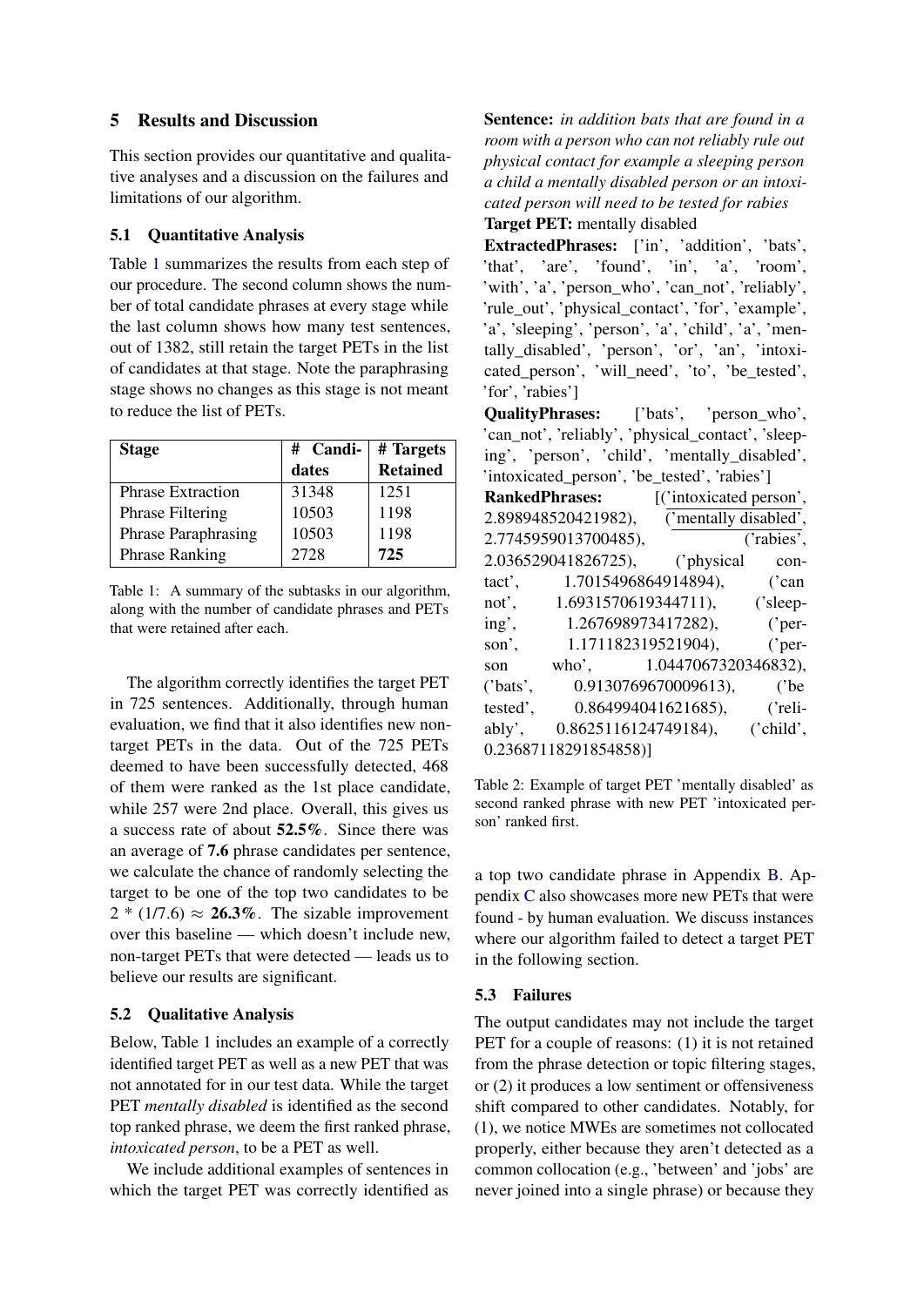## 5 Results and Discussion

This section provides our quantitative and qualitative analyses and a discussion on the failures and limitations of our algorithm.

### 5.1 Quantitative Analysis

Table 1 summarizes the results from each step of our procedure. The second column shows the number of total candidate phrases at every stage while the last column shows how many test sentences, out of 1382, still retain the target PETs in the list of candidates at that stage. Note the paraphrasing stage shows no changes as this stage is not meant to reduce the list of PETs.

| Stage | # Candidates | # Targets Retained |
|---|---|---|
| Phrase Extraction | 31348 | 1251 |
| Phrase Filtering | 10503 | 1198 |
| Phrase Paraphrasing | 10503 | 1198 |
| Phrase Ranking | 2728 | **725** |

Table 1: A summary of the subtasks in our algorithm, along with the number of candidate phrases and PETs that were retained after each.

The algorithm correctly identifies the target PET in 725 sentences. Additionally, through human evaluation, we find that it also identifies new non-target PETs in the data. Out of the 725 PETs deemed to have been successfully detected, 468 of them were ranked as the 1st place candidate, while 257 were 2nd place. Overall, this gives us a success rate of about **52.5%**. Since there was an average of **7.6** phrase candidates per sentence, we calculate the chance of randomly selecting the target to be one of the top two candidates to be 2 * (1/7.6) ≈ **26.3%**. The sizable improvement over this baseline — which doesn't include new, non-target PETs that were detected — leads us to believe our results are significant.

### 5.2 Qualitative Analysis

Below, Table 1 includes an example of a correctly identified target PET as well as a new PET that was not annotated for in our test data. While the target PET *mentally disabled* is identified as the second top ranked phrase, we deem the first ranked phrase, *intoxicated person*, to be a PET as well.

We include additional examples of sentences in which the target PET was correctly identified as a top two candidate phrase in Appendix B. Appendix C also showcases more new PETs that were found - by human evaluation. We discuss instances where our algorithm failed to detect a target PET in the following section.

**Sentence:** *in addition bats that are found in a room with a person who can not reliably rule out physical contact for example a sleeping person a child a mentally disabled person or an intoxicated person will need to be tested for rabies*

**Target PET:** mentally disabled

**ExtractedPhrases:** ['in', 'addition', 'bats', 'that', 'are', 'found', 'in', 'a', 'room', 'with', 'a', 'person_who', 'can_not', 'reliably', 'rule_out', 'physical_contact', 'for', 'example', 'a', 'sleeping', 'person', 'a', 'child', 'a', 'mentally_disabled', 'person', 'or', 'an', 'intoxicated_person', 'will_need', 'to', 'be_tested', 'for', 'rabies']

**QualityPhrases:** ['bats', 'person_who', 'can_not', 'reliably', 'physical_contact', 'sleeping', 'person', 'child', 'mentally_disabled', 'intoxicated_person', 'be_tested', 'rabies']

**RankedPhrases:** [('intoxicated person', 2.898948520421982), ('mentally disabled', 2.7745959013700485), ('rabies', 2.036529041826725), ('physical contact', 1.7015496864914894), ('can not', 1.6931570619344711), ('sleeping', 1.267698973417282), ('person', 1.171182319521904), ('person who', 1.0447067320346832), ('bats', 0.9130769670009613), ('be tested', 0.864994041621685), ('reliably', 0.8625116124749184), ('child', 0.23687118291854858)]

Table 2: Example of target PET 'mentally disabled' as second ranked phrase with new PET 'intoxicated person' ranked first.

### 5.3 Failures

The output candidates may not include the target PET for a couple of reasons: (1) it is not retained from the phrase detection or topic filtering stages, or (2) it produces a low sentiment or offensiveness shift compared to other candidates. Notably, for (1), we notice MWEs are sometimes not collocated properly, either because they aren't detected as a common collocation (e.g., 'between' and 'jobs' are never joined into a single phrase) or because they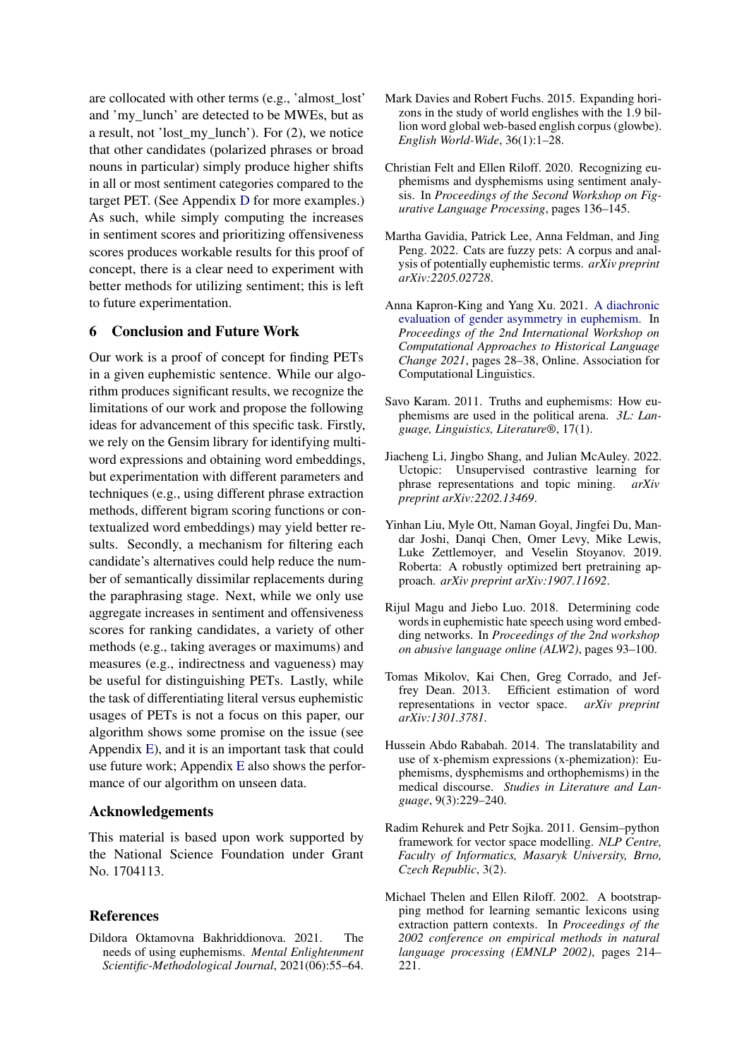are collocated with other terms (e.g., 'almost_lost' and 'my_lunch' are detected to be MWEs, but as a result, not 'lost_my_lunch'). For (2), we notice that other candidates (polarized phrases or broad nouns in particular) simply produce higher shifts in all or most sentiment categories compared to the target PET. (See Appendix D for more examples.) As such, while simply computing the increases in sentiment scores and prioritizing offensiveness scores produces workable results for this proof of concept, there is a clear need to experiment with better methods for utilizing sentiment; this is left to future experimentation.

## 6 Conclusion and Future Work

Our work is a proof of concept for finding PETs in a given euphemistic sentence. While our algorithm produces significant results, we recognize the limitations of our work and propose the following ideas for advancement of this specific task. Firstly, we rely on the Gensim library for identifying multi-word expressions and obtaining word embeddings, but experimentation with different parameters and techniques (e.g., using different phrase extraction methods, different bigram scoring functions or contextualized word embeddings) may yield better results. Secondly, a mechanism for filtering each candidate's alternatives could help reduce the number of semantically dissimilar replacements during the paraphrasing stage. Next, while we only use aggregate increases in sentiment and offensiveness scores for ranking candidates, a variety of other methods (e.g., taking averages or maximums) and measures (e.g., indirectness and vagueness) may be useful for distinguishing PETs. Lastly, while the task of differentiating literal versus euphemistic usages of PETs is not a focus on this paper, our algorithm shows some promise on the issue (see Appendix E), and it is an important task that could use future work; Appendix E also shows the performance of our algorithm on unseen data.

## Acknowledgements

This material is based upon work supported by the National Science Foundation under Grant No. 1704113.

## References

Dildora Oktamovna Bakhriddionova. 2021. The needs of using euphemisms. *Mental Enlightenment Scientific-Methodological Journal*, 2021(06):55–64.

Mark Davies and Robert Fuchs. 2015. Expanding horizons in the study of world englishes with the 1.9 billion word global web-based english corpus (glowbe). *English World-Wide*, 36(1):1–28.

Christian Felt and Ellen Riloff. 2020. Recognizing euphemisms and dysphemisms using sentiment analysis. In *Proceedings of the Second Workshop on Figurative Language Processing*, pages 136–145.

Martha Gavidia, Patrick Lee, Anna Feldman, and Jing Peng. 2022. Cats are fuzzy pets: A corpus and analysis of potentially euphemistic terms. *arXiv preprint arXiv:2205.02728*.

Anna Kapron-King and Yang Xu. 2021. A diachronic evaluation of gender asymmetry in euphemism. In *Proceedings of the 2nd International Workshop on Computational Approaches to Historical Language Change 2021*, pages 28–38, Online. Association for Computational Linguistics.

Savo Karam. 2011. Truths and euphemisms: How euphemisms are used in the political arena. *3L: Language, Linguistics, Literature®*, 17(1).

Jiacheng Li, Jingbo Shang, and Julian McAuley. 2022. Uctopic: Unsupervised contrastive learning for phrase representations and topic mining. *arXiv preprint arXiv:2202.13469*.

Yinhan Liu, Myle Ott, Naman Goyal, Jingfei Du, Mandar Joshi, Danqi Chen, Omer Levy, Mike Lewis, Luke Zettlemoyer, and Veselin Stoyanov. 2019. Roberta: A robustly optimized bert pretraining approach. *arXiv preprint arXiv:1907.11692*.

Rijul Magu and Jiebo Luo. 2018. Determining code words in euphemistic hate speech using word embedding networks. In *Proceedings of the 2nd workshop on abusive language online (ALW2)*, pages 93–100.

Tomas Mikolov, Kai Chen, Greg Corrado, and Jeffrey Dean. 2013. Efficient estimation of word representations in vector space. *arXiv preprint arXiv:1301.3781*.

Hussein Abdo Rababah. 2014. The translatability and use of x-phemism expressions (x-phemization): Euphemisms, dysphemisms and orthophemisms) in the medical discourse. *Studies in Literature and Language*, 9(3):229–240.

Radim Rehurek and Petr Sojka. 2011. Gensim–python framework for vector space modelling. *NLP Centre, Faculty of Informatics, Masaryk University, Brno, Czech Republic*, 3(2).

Michael Thelen and Ellen Riloff. 2002. A bootstrapping method for learning semantic lexicons using extraction pattern contexts. In *Proceedings of the 2002 conference on empirical methods in natural language processing (EMNLP 2002)*, pages 214–221.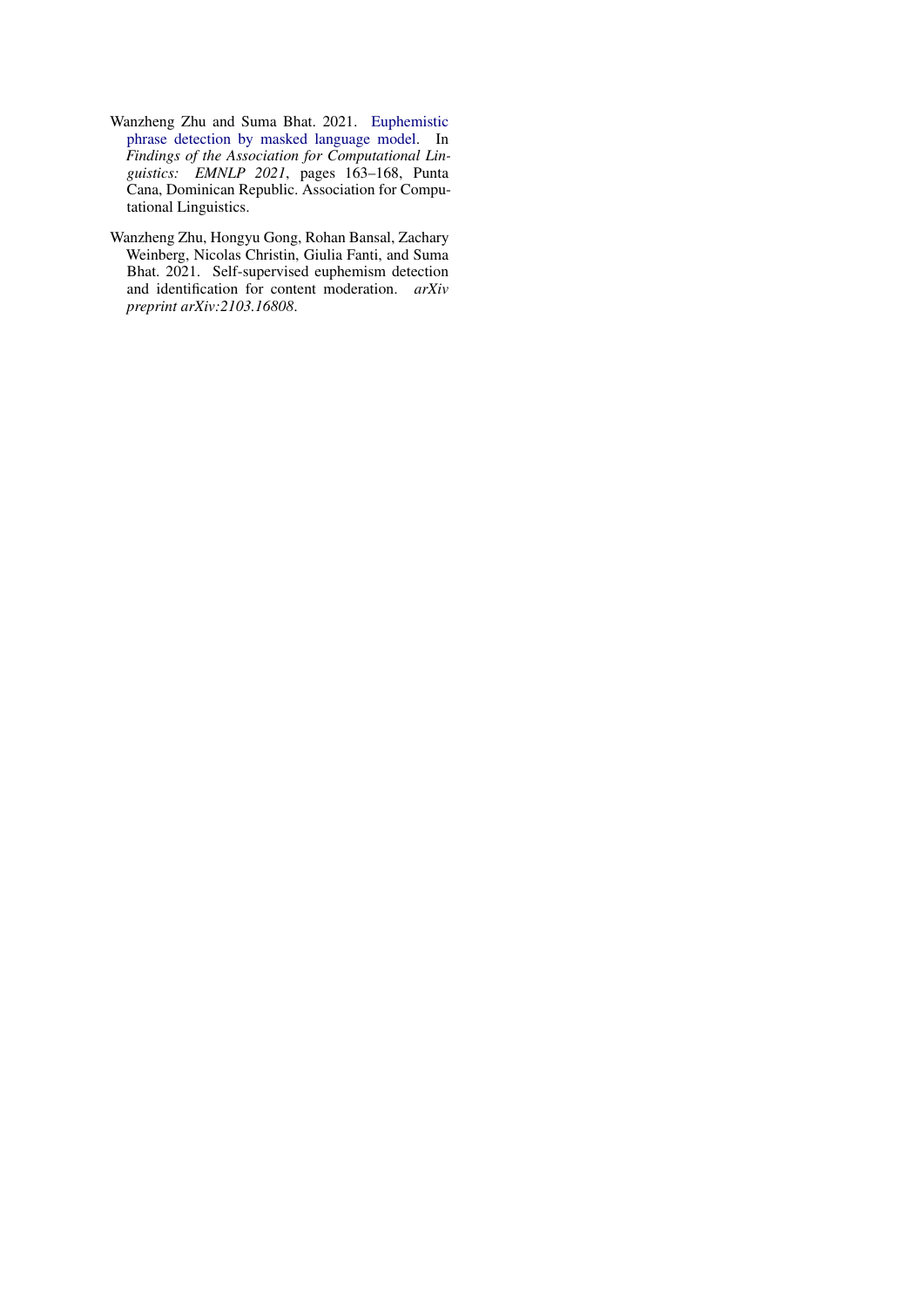Wanzheng Zhu and Suma Bhat. 2021. Euphemistic phrase detection by masked language model. In *Findings of the Association for Computational Linguistics: EMNLP 2021*, pages 163–168, Punta Cana, Dominican Republic. Association for Computational Linguistics.

Wanzheng Zhu, Hongyu Gong, Rohan Bansal, Zachary Weinberg, Nicolas Christin, Giulia Fanti, and Suma Bhat. 2021. Self-supervised euphemism detection and identification for content moderation. *arXiv preprint arXiv:2103.16808*.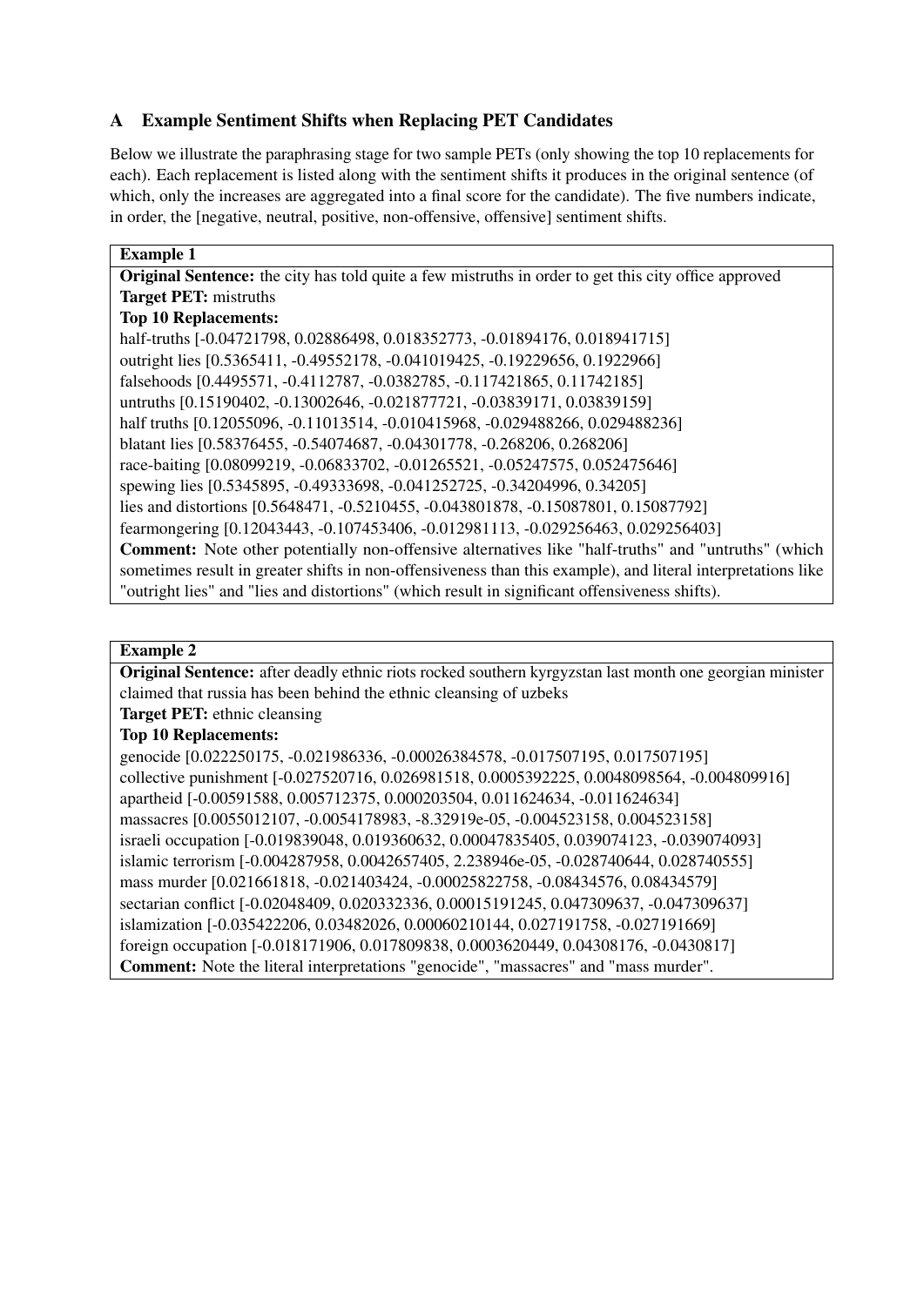## A Example Sentiment Shifts when Replacing PET Candidates

Below we illustrate the paraphrasing stage for two sample PETs (only showing the top 10 replacements for each). Each replacement is listed along with the sentiment shifts it produces in the original sentence (of which, only the increases are aggregated into a final score for the candidate). The five numbers indicate, in order, the [negative, neutral, positive, non-offensive, offensive] sentiment shifts.

**Example 1**

**Original Sentence:** the city has told quite a few mistruths in order to get this city office approved

**Target PET:** mistruths

**Top 10 Replacements:**

half-truths [-0.04721798, 0.02886498, 0.018352773, -0.01894176, 0.018941715]
outright lies [0.5365411, -0.49552178, -0.041019425, -0.19229656, 0.1922966]
falsehoods [0.4495571, -0.4112787, -0.0382785, -0.117421865, 0.11742185]
untruths [0.15190402, -0.13002646, -0.021877721, -0.03839171, 0.03839159]
half truths [0.12055096, -0.11013514, -0.010415968, -0.029488266, 0.029488236]
blatant lies [0.58376455, -0.54074687, -0.04301778, -0.268206, 0.268206]
race-baiting [0.08099219, -0.06833702, -0.01265521, -0.05247575, 0.052475646]
spewing lies [0.5345895, -0.49333698, -0.041252725, -0.34204996, 0.34205]
lies and distortions [0.5648471, -0.5210455, -0.043801878, -0.15087801, 0.15087792]
fearmongering [0.12043443, -0.107453406, -0.012981113, -0.029256463, 0.029256403]

**Comment:** Note other potentially non-offensive alternatives like "half-truths" and "untruths" (which sometimes result in greater shifts in non-offensiveness than this example), and literal interpretations like "outright lies" and "lies and distortions" (which result in significant offensiveness shifts).

**Example 2**

**Original Sentence:** after deadly ethnic riots rocked southern kyrgyzstan last month one georgian minister claimed that russia has been behind the ethnic cleansing of uzbeks

**Target PET:** ethnic cleansing

**Top 10 Replacements:**

genocide [0.022250175, -0.021986336, -0.00026384578, -0.017507195, 0.017507195]
collective punishment [-0.027520716, 0.026981518, 0.0005392225, 0.0048098564, -0.004809916]
apartheid [-0.00591588, 0.005712375, 0.000203504, 0.011624634, -0.011624634]
massacres [0.0055012107, -0.0054178983, -8.32919e-05, -0.004523158, 0.004523158]
israeli occupation [-0.019839048, 0.019360632, 0.00047835405, 0.039074123, -0.039074093]
islamic terrorism [-0.004287958, 0.0042657405, 2.238946e-05, -0.028740644, 0.028740555]
mass murder [0.021661818, -0.021403424, -0.00025822758, -0.08434576, 0.08434579]
sectarian conflict [-0.02048409, 0.020332336, 0.00015191245, 0.047309637, -0.047309637]
islamization [-0.035422206, 0.03482026, 0.00060210144, 0.027191758, -0.027191669]
foreign occupation [-0.018171906, 0.017809838, 0.0003620449, 0.04308176, -0.0430817]

**Comment:** Note the literal interpretations "genocide", "massacres" and "mass murder".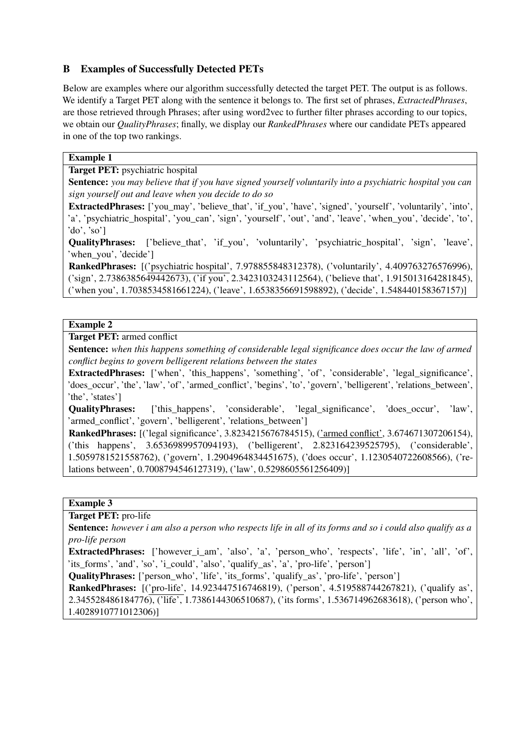## B Examples of Successfully Detected PETs

Below are examples where our algorithm successfully detected the target PET. The output is as follows. We identify a Target PET along with the sentence it belongs to. The first set of phrases, *ExtractedPhrases*, are those retrieved through Phrases; after using word2vec to further filter phrases according to our topics, we obtain our *QualityPhrases*; finally, we display our *RankedPhrases* where our candidate PETs appeared in one of the top two rankings.

**Example 1**

**Target PET:** psychiatric hospital

**Sentence:** *you may believe that if you have signed yourself voluntarily into a psychiatric hospital you can sign yourself out and leave when you decide to do so*

**ExtractedPhrases:** ['you_may', 'believe_that', 'if_you', 'have', 'signed', 'yourself', 'voluntarily', 'into', 'a', 'psychiatric_hospital', 'you_can', 'sign', 'yourself', 'out', 'and', 'leave', 'when_you', 'decide', 'to', 'do', 'so']

**QualityPhrases:** ['believe_that', 'if_you', 'voluntarily', 'psychiatric_hospital', 'sign', 'leave', 'when_you', 'decide']

**RankedPhrases:** [('psychiatric hospital', 7.978855848312378), ('voluntarily', 4.409763276576996), ('sign', 2.7386385649442673), ('if you', 2.3423103243112564), ('believe that', 1.915013164281845), ('when you', 1.7038534581661224), ('leave', 1.6538356691598892), ('decide', 1.548440158367157)]

**Example 2**

**Target PET:** armed conflict

**Sentence:** *when this happens something of considerable legal significance does occur the law of armed conflict begins to govern belligerent relations between the states*

**ExtractedPhrases:** ['when', 'this_happens', 'something', 'of', 'considerable', 'legal_significance', 'does_occur', 'the', 'law', 'of', 'armed_conflict', 'begins', 'to', 'govern', 'belligerent', 'relations_between', 'the', 'states']

**QualityPhrases:** ['this_happens', 'considerable', 'legal_significance', 'does_occur', 'law', 'armed_conflict', 'govern', 'belligerent', 'relations_between']

**RankedPhrases:** [('legal significance', 3.8234215676784515), ('armed conflict', 3.674671307206154), ('this happens', 3.6536989957094193), ('belligerent', 2.823164239525795), ('considerable', 1.5059781521558762), ('govern', 1.2904964834451675), ('does occur', 1.1230540722608566), ('relations between', 0.7008794546127319), ('law', 0.5298605561256409)]

**Example 3**

**Target PET:** pro-life

**Sentence:** *however i am also a person who respects life in all of its forms and so i could also qualify as a pro-life person*

**ExtractedPhrases:** ['however_i_am', 'also', 'a', 'person_who', 'respects', 'life', 'in', 'all', 'of', 'its_forms', 'and', 'so', 'i_could', 'also', 'qualify_as', 'a', 'pro-life', 'person']

**QualityPhrases:** ['person_who', 'life', 'its_forms', 'qualify_as', 'pro-life', 'person']

**RankedPhrases:** [('pro-life', 14.923447516746819), ('person', 4.519588744267821), ('qualify as', 2.345528486184776), ('life', 1.7386144306510687), ('its forms', 1.536714962683618), ('person who', 1.4028910771012306)]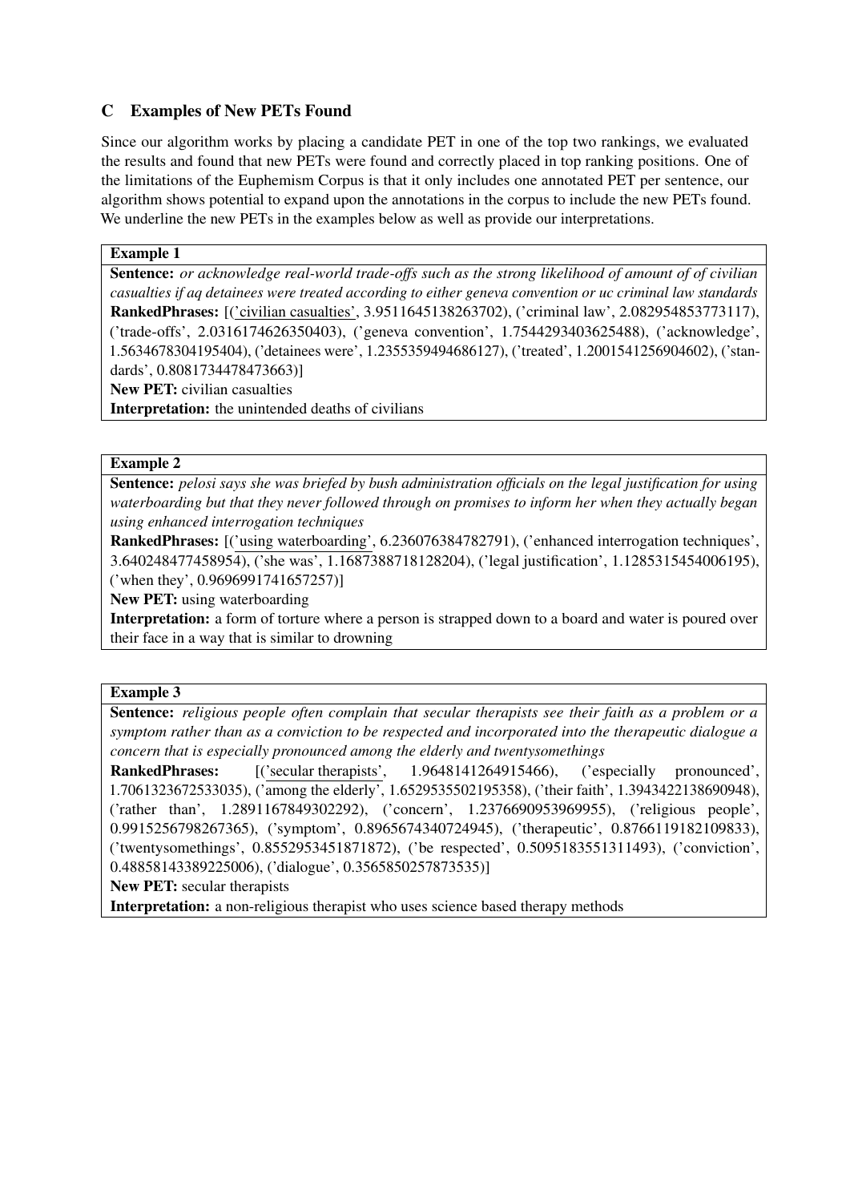## C Examples of New PETs Found

Since our algorithm works by placing a candidate PET in one of the top two rankings, we evaluated the results and found that new PETs were found and correctly placed in top ranking positions. One of the limitations of the Euphemism Corpus is that it only includes one annotated PET per sentence, our algorithm shows potential to expand upon the annotations in the corpus to include the new PETs found. We underline the new PETs in the examples below as well as provide our interpretations.

| **Example 1** |
|---|
| **Sentence:** *or acknowledge real-world trade-offs such as the strong likelihood of amount of of civilian casualties if aq detainees were treated according to either geneva convention or uc criminal law standards*<br>**RankedPhrases:** [(<u>'civilian casualties'</u>, 3.9511645138263702), ('criminal law', 2.082954853773117), ('trade-offs', 2.0316174626350403), ('geneva convention', 1.7544293403625488), ('acknowledge', 1.5634678304195404), ('detainees were', 1.2355359494686127), ('treated', 1.2001541256904602), ('standards', 0.8081734478473663)]<br>**New PET:** civilian casualties<br>**Interpretation:** the unintended deaths of civilians |

| **Example 2** |
|---|
| **Sentence:** *pelosi says she was briefed by bush administration officials on the legal justification for using waterboarding but that they never followed through on promises to inform her when they actually began using enhanced interrogation techniques*<br>**RankedPhrases:** [(<u>'using waterboarding'</u>, 6.236076384782791), ('enhanced interrogation techniques', 3.640248477458954), ('she was', 1.1687388718128204), ('legal justification', 1.1285315454006195), ('when they', 0.9696991741657257)]<br>**New PET:** using waterboarding<br>**Interpretation:** a form of torture where a person is strapped down to a board and water is poured over their face in a way that is similar to drowning |

| **Example 3** |
|---|
| **Sentence:** *religious people often complain that secular therapists see their faith as a problem or a symptom rather than as a conviction to be respected and incorporated into the therapeutic dialogue a concern that is especially pronounced among the elderly and twentysomethings*<br>**RankedPhrases:** [(<u>'secular therapists'</u>, 1.9648141264915466), ('especially pronounced', 1.7061323672533035), ('among the elderly', 1.6529535502195358), ('their faith', 1.3943422138690948), ('rather than', 1.2891167849302292), ('concern', 1.2376690953969955), ('religious people', 0.9915256798267365), ('symptom', 0.8965674340724945), ('therapeutic', 0.8766119182109833), ('twentysomethings', 0.8552953451871872), ('be respected', 0.5095183551311493), ('conviction', 0.48858143389225006), ('dialogue', 0.3565850257873535)]<br>**New PET:** secular therapists<br>**Interpretation:** a non-religious therapist who uses science based therapy methods |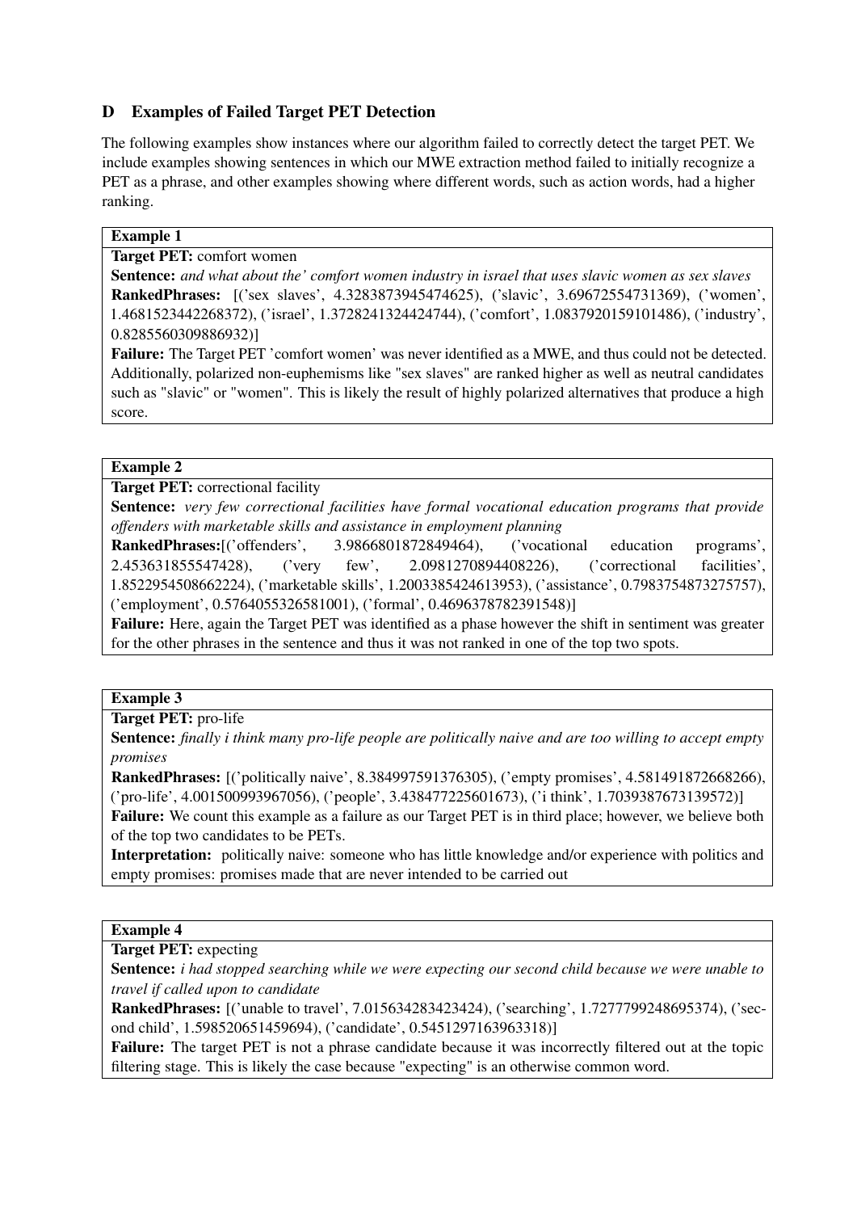## D Examples of Failed Target PET Detection

The following examples show instances where our algorithm failed to correctly detect the target PET. We include examples showing sentences in which our MWE extraction method failed to initially recognize a PET as a phrase, and other examples showing where different words, such as action words, had a higher ranking.

**Example 1**

**Target PET:** comfort women

**Sentence:** *and what about the' comfort women industry in israel that uses slavic women as sex slaves*

**RankedPhrases:** [('sex slaves', 4.3283873945474625), ('slavic', 3.69672554731369), ('women', 1.4681523442268372), ('israel', 1.3728241324424744), ('comfort', 1.0837920159101486), ('industry', 0.8285560309886932)]

**Failure:** The Target PET 'comfort women' was never identified as a MWE, and thus could not be detected. Additionally, polarized non-euphemisms like "sex slaves" are ranked higher as well as neutral candidates such as "slavic" or "women". This is likely the result of highly polarized alternatives that produce a high score.

**Example 2**

**Target PET:** correctional facility

**Sentence:** *very few correctional facilities have formal vocational education programs that provide offenders with marketable skills and assistance in employment planning*

**RankedPhrases:**[('offenders', 3.9866801872849464), ('vocational education programs', 2.453631855547428), ('very few', 2.0981270894408226), ('correctional facilities', 1.8522954508662224), ('marketable skills', 1.2003385424613953), ('assistance', 0.7983754873275757), ('employment', 0.5764055326581001), ('formal', 0.4696378782391548)]

**Failure:** Here, again the Target PET was identified as a phase however the shift in sentiment was greater for the other phrases in the sentence and thus it was not ranked in one of the top two spots.

**Example 3**

**Target PET:** pro-life

**Sentence:** *finally i think many pro-life people are politically naive and are too willing to accept empty promises*

**RankedPhrases:** [('politically naive', 8.384997591376305), ('empty promises', 4.581491872668266), ('pro-life', 4.001500993967056), ('people', 3.438477225601673), ('i think', 1.7039387673139572)]

**Failure:** We count this example as a failure as our Target PET is in third place; however, we believe both of the top two candidates to be PETs.

**Interpretation:** politically naive: someone who has little knowledge and/or experience with politics and empty promises: promises made that are never intended to be carried out

**Example 4**

**Target PET:** expecting

**Sentence:** *i had stopped searching while we were expecting our second child because we were unable to travel if called upon to candidate*

**RankedPhrases:** [('unable to travel', 7.015634283423424), ('searching', 1.7277799248695374), ('second child', 1.598520651459694), ('candidate', 0.5451297163963318)]

**Failure:** The target PET is not a phrase candidate because it was incorrectly filtered out at the topic filtering stage. This is likely the case because "expecting" is an otherwise common word.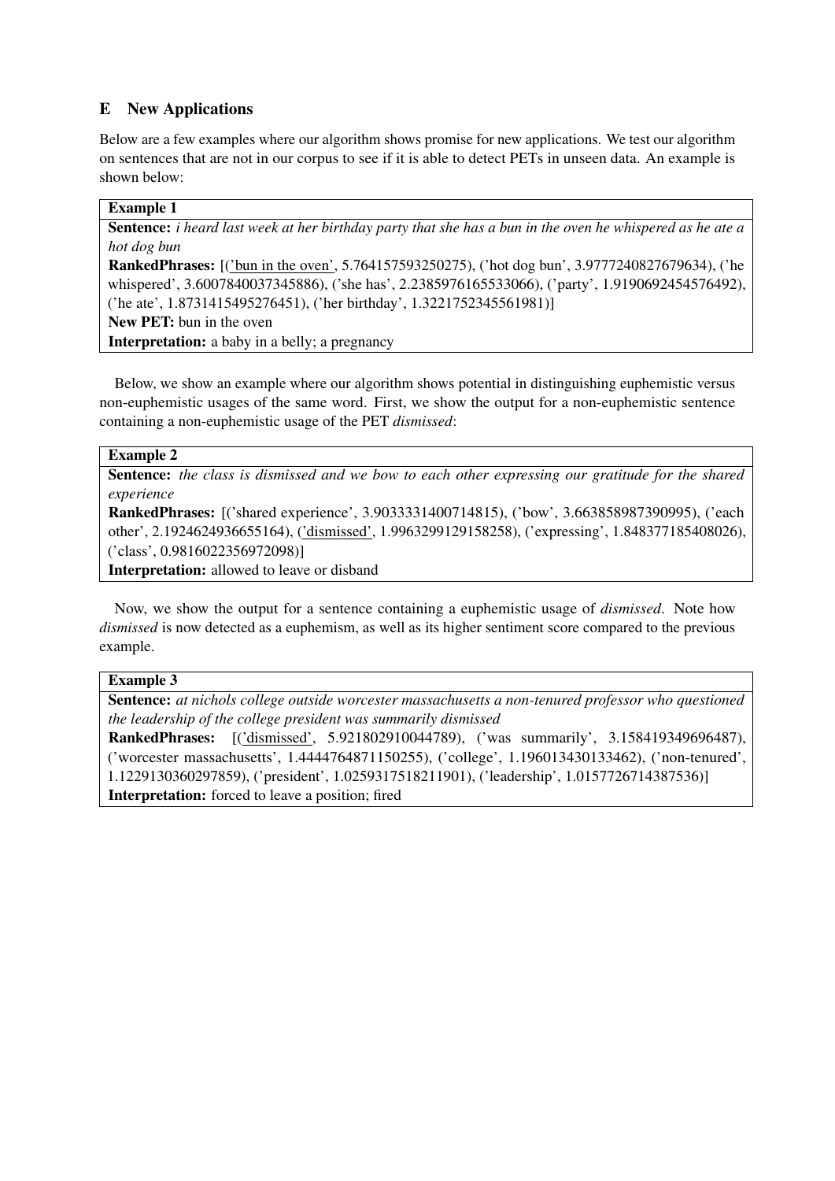## E New Applications

Below are a few examples where our algorithm shows promise for new applications. We test our algorithm on sentences that are not in our corpus to see if it is able to detect PETs in unseen data. An example is shown below:

**Example 1**

**Sentence:** *i heard last week at her birthday party that she has a bun in the oven he whispered as he ate a hot dog bun*

**RankedPhrases:** [('bun in the oven', 5.764157593250275), ('hot dog bun', 3.9777240827679634), ('he whispered', 3.6007840037345886), ('she has', 2.2385976165533066), ('party', 1.9190692454576492), ('he ate', 1.8731415495276451), ('her birthday', 1.3221752345561981)]

**New PET:** bun in the oven

**Interpretation:** a baby in a belly; a pregnancy

Below, we show an example where our algorithm shows potential in distinguishing euphemistic versus non-euphemistic usages of the same word. First, we show the output for a non-euphemistic sentence containing a non-euphemistic usage of the PET *dismissed*:

**Example 2**

**Sentence:** *the class is dismissed and we bow to each other expressing our gratitude for the shared experience*

**RankedPhrases:** [('shared experience', 3.9033331400714815), ('bow', 3.663858987390995), ('each other', 2.1924624936655164), ('dismissed', 1.9963299129158258), ('expressing', 1.848377185408026), ('class', 0.9816022356972098)]

**Interpretation:** allowed to leave or disband

Now, we show the output for a sentence containing a euphemistic usage of *dismissed*. Note how *dismissed* is now detected as a euphemism, as well as its higher sentiment score compared to the previous example.

**Example 3**

**Sentence:** *at nichols college outside worcester massachusetts a non-tenured professor who questioned the leadership of the college president was summarily dismissed*

**RankedPhrases:** [('dismissed', 5.921802910044789), ('was summarily', 3.158419349696487), ('worcester massachusetts', 1.4444764871150255), ('college', 1.196013430133462), ('non-tenured', 1.1229130360297859), ('president', 1.0259317518211901), ('leadership', 1.0157726714387536)]

**Interpretation:** forced to leave a position; fired